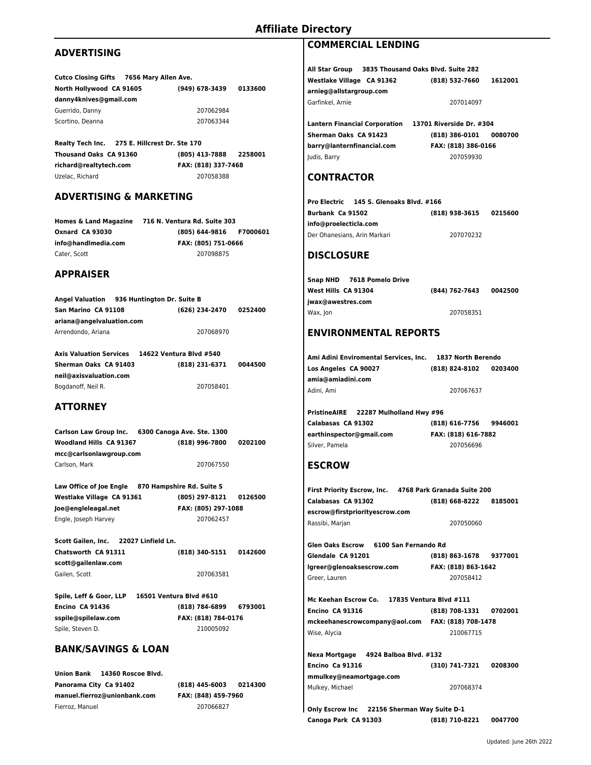# Affiliate Directory

## ADVERTISING

**Cutco Closing Gifts    7656 Mary Allen Ave.**
**North Hollywood CA 91605    (949) 678-3439    0133600**
**danny4knives@gmail.com**
Guerrido, Danny    207062984
Scortino, Deanna    207063344

**Realty Tech Inc.    275 E. Hillcrest Dr. Ste 170**
**Thousand Oaks CA 91360    (805) 413-7888    2258001**
**richard@realtytech.com    FAX: (818) 337-7468**
Uzelac, Richard    207058388

## ADVERTISING & MARKETING

**Homes & Land Magazine    716 N. Ventura Rd. Suite 303**
**Oxnard CA 93030    (805) 644-9816    F7000601**
**info@handlmedia.com    FAX: (805) 751-0666**
Cater, Scott    207098875

## APPRAISER

**Angel Valuation    936 Huntington Dr. Suite B**
**San Marino CA 91108    (626) 234-2470    0252400**
**ariana@angelvaluation.com**
Arrendondo, Ariana    207068970

**Axis Valuation Services    14622 Ventura Blvd #540**
**Sherman Oaks CA 91403    (818) 231-6371    0044500**
**neil@axisvaluation.com**
Bogdanoff, Neil R.    207058401

## ATTORNEY

**Carlson Law Group Inc.    6300 Canoga Ave. Ste. 1300**
**Woodland Hills CA 91367    (818) 996-7800    0202100**
**mcc@carlsonlawgroup.com**
Carlson, Mark    207067550

**Law Office of Joe Engle    870 Hampshire Rd. Suite S**
**Westlake Village CA 91361    (805) 297-8121    0126500**
**Joe@engleleagal.net    FAX: (805) 297-1088**
Engle, Joseph Harvey    207062457

**Scott Gailen, Inc.    22027 Linfield Ln.**
**Chatsworth CA 91311    (818) 340-5151    0142600**
**scott@gailenlaw.com**
Gailen, Scott    207063581

**Spile, Leff & Goor, LLP    16501 Ventura Blvd #610**
**Encino CA 91436    (818) 784-6899    6793001**
**sspile@spilelaw.com    FAX: (818) 784-0176**
Spile, Steven D.    210005092

## BANK/SAVINGS & LOAN

**Union Bank    14360 Roscoe Blvd.**
**Panorama City Ca 91402    (818) 445-6003    0214300**
**manuel.fierroz@unionbank.com    FAX: (848) 459-7960**
Fierroz, Manuel    207066827

## COMMERCIAL LENDING

**All Star Group    3835 Thousand Oaks Blvd. Suite 282**
**Westlake Village CA 91362    (818) 532-7660    1612001**
**arnieg@allstargroup.com**
Garfinkel, Arnie    207014097

**Lantern Financial Corporation    13701 Riverside Dr. #304**
**Sherman Oaks CA 91423    (818) 386-0101    0080700**
**barry@lanternfinancial.com    FAX: (818) 386-0166**
Judis, Barry    207059930

## CONTRACTOR

**Pro Electric    145 S. Glenoaks Blvd. #166**
**Burbank Ca 91502    (818) 938-3615    0215600**
**info@proelecticla.com**
Der Ohanesians, Arin Markari    207070232

## DISCLOSURE

**Snap NHD    7618 Pomelo Drive**
**West Hills CA 91304    (844) 762-7643    0042500**
**jwax@awestres.com**
Wax, Jon    207058351

## ENVIRONMENTAL REPORTS

**Ami Adini Enviromental Services, Inc.    1837 North Berendo**
**Los Angeles CA 90027    (818) 824-8102    0203400**
**amia@amiadini.com**
Adini, Ami    207067637

**PristineAIRE    22287 Mulholland Hwy #96**
**Calabasas CA 91302    (818) 616-7756    9946001**
**earthinspector@gmail.com    FAX: (818) 616-7882**
Silver, Pamela    207056696

## ESCROW

**First Priority Escrow, Inc.    4768 Park Granada Suite 200**
**Calabasas CA 91302    (818) 668-8222    8185001**
**escrow@firstpriorityescrow.com**
Rassibi, Marjan    207050060

**Glen Oaks Escrow    6100 San Fernando Rd**
**Glendale CA 91201    (818) 863-1678    9377001**
**lgreer@glenoaksescrow.com    FAX: (818) 863-1642**
Greer, Lauren    207058412

**Mc Keehan Escrow Co.    17835 Ventura Blvd #111**
**Encino CA 91316    (818) 708-1331    0702001**
**mckeehanescrowcompany@aol.com    FAX: (818) 708-1478**
Wise, Alycia    210067715

**Nexa Mortgage    4924 Balboa Blvd. #132**
**Encino Ca 91316    (310) 741-7321    0208300**
**mmulkey@neamortgage.com**
Mulkey, Michael    207068374

**Only Escrow Inc    22156 Sherman Way Suite D-1**
**Canoga Park CA 91303    (818) 710-8221    0047700**

Updated: June 26th 2022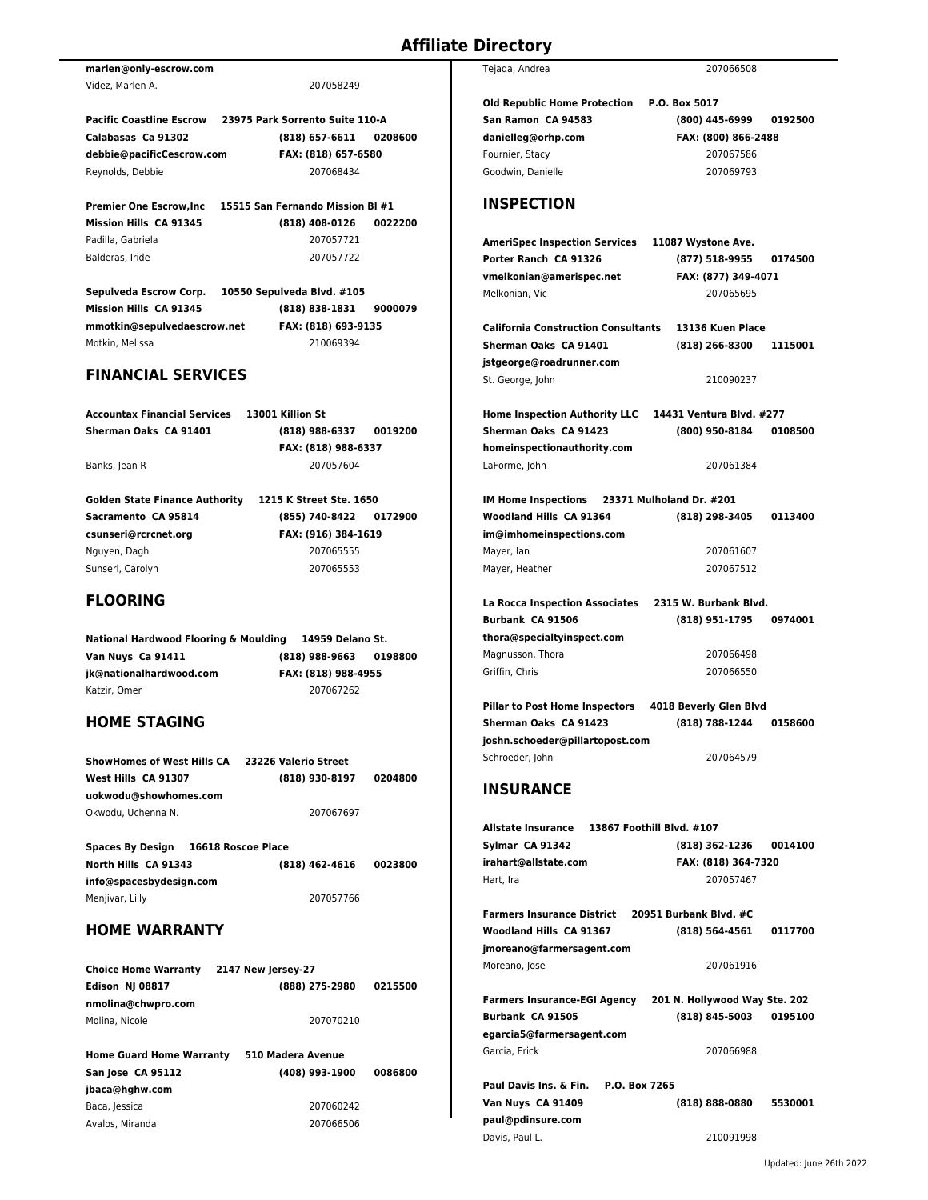# Affiliate Directory

**marlen@only-escrow.com**
Videz, Marlen A. 207058249

**Pacific Coastline Escrow 23975 Park Sorrento Suite 110-A**
**Calabasas Ca 91302 (818) 657-6611 0208600**
**debbie@pacificCescrow.com FAX: (818) 657-6580**
Reynolds, Debbie 207068434

**Premier One Escrow,Inc 15515 San Fernando Mission Bl #1**
**Mission Hills CA 91345 (818) 408-0126 0022200**
Padilla, Gabriela 207057721
Balderas, Iride 207057722

**Sepulveda Escrow Corp. 10550 Sepulveda Blvd. #105**
**Mission Hills CA 91345 (818) 838-1831 9000079**
**mmotkin@sepulvedaescrow.net FAX: (818) 693-9135**
Motkin, Melissa 210069394

## FINANCIAL SERVICES

**Accountax Financial Services 13001 Killion St**
**Sherman Oaks CA 91401 (818) 988-6337 0019200**
**FAX: (818) 988-6337**
Banks, Jean R 207057604

**Golden State Finance Authority 1215 K Street Ste. 1650**
**Sacramento CA 95814 (855) 740-8422 0172900**
**csunseri@rcrcnet.org FAX: (916) 384-1619**
Nguyen, Dagh 207065555
Sunseri, Carolyn 207065553

## FLOORING

**National Hardwood Flooring & Moulding 14959 Delano St.**
**Van Nuys Ca 91411 (818) 988-9663 0198800**
**jk@nationalhardwood.com FAX: (818) 988-4955**
Katzir, Omer 207067262

## HOME STAGING

**ShowHomes of West Hills CA 23226 Valerio Street**
**West Hills CA 91307 (818) 930-8197 0204800**
**uokwodu@showhomes.com**
Okwodu, Uchenna N. 207067697

**Spaces By Design 16618 Roscoe Place**
**North Hills CA 91343 (818) 462-4616 0023800**
**info@spacesbydesign.com**
Menjivar, Lilly 207057766

## HOME WARRANTY

**Choice Home Warranty 2147 New Jersey-27**
**Edison NJ 08817 (888) 275-2980 0215500**
**nmolina@chwpro.com**
Molina, Nicole 207070210

**Home Guard Home Warranty 510 Madera Avenue**
**San Jose CA 95112 (408) 993-1900 0086800**
**jbaca@hghw.com**
Baca, Jessica 207060242
Avalos, Miranda 207066506

Tejada, Andrea 207066508

**Old Republic Home Protection P.O. Box 5017**
**San Ramon CA 94583 (800) 445-6999 0192500**
**danielleg@orhp.com FAX: (800) 866-2488**
Fournier, Stacy 207067586
Goodwin, Danielle 207069793

## INSPECTION

**AmeriSpec Inspection Services 11087 Wystone Ave.**
**Porter Ranch CA 91326 (877) 518-9955 0174500**
**vmelkonian@amerispec.net FAX: (877) 349-4071**
Melkonian, Vic 207065695

**California Construction Consultants 13136 Kuen Place**
**Sherman Oaks CA 91401 (818) 266-8300 1115001**
**jstgeorge@roadrunner.com**
St. George, John 210090237

**Home Inspection Authority LLC 14431 Ventura Blvd. #277**
**Sherman Oaks CA 91423 (800) 950-8184 0108500**
**homeinspectionauthority.com**
LaForme, John 207061384

**IM Home Inspections 23371 Mulholand Dr. #201**
**Woodland Hills CA 91364 (818) 298-3405 0113400**
**im@imhomeinspections.com**
Mayer, Ian 207061607
Mayer, Heather 207067512

**La Rocca Inspection Associates 2315 W. Burbank Blvd.**
**Burbank CA 91506 (818) 951-1795 0974001**
**thora@specialtyinspect.com**
Magnusson, Thora 207066498
Griffin, Chris 207066550

**Pillar to Post Home Inspectors 4018 Beverly Glen Blvd**
**Sherman Oaks CA 91423 (818) 788-1244 0158600**
**joshn.schoeder@pillartopost.com**
Schroeder, John 207064579

## INSURANCE

**Allstate Insurance 13867 Foothill Blvd. #107**
**Sylmar CA 91342 (818) 362-1236 0014100**
**irahart@allstate.com FAX: (818) 364-7320**
Hart, Ira 207057467

**Farmers Insurance District 20951 Burbank Blvd. #C**
**Woodland Hills CA 91367 (818) 564-4561 0117700**
**jmoreano@farmersagent.com**
Moreano, Jose 207061916

**Farmers Insurance-EGI Agency 201 N. Hollywood Way Ste. 202**
**Burbank CA 91505 (818) 845-5003 0195100**
**egarcia5@farmersagent.com**
Garcia, Erick 207066988

**Paul Davis Ins. & Fin. P.O. Box 7265**
**Van Nuys CA 91409 (818) 888-0880 5530001**
**paul@pdinsure.com**
Davis, Paul L. 210091998

Updated: June 26th 2022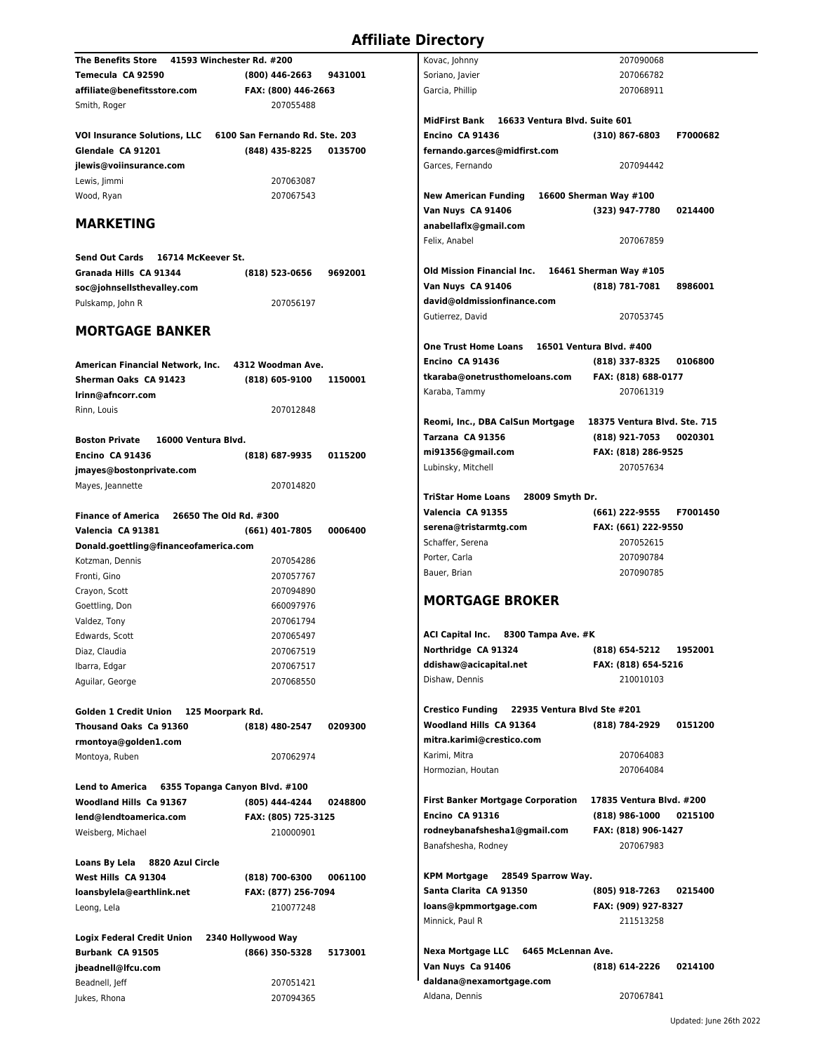# Affiliate Directory

**The Benefits Store** **41593 Winchester Rd. #200**
**Temecula CA 92590** **(800) 446-2663** **9431001**
**affiliate@benefitsstore.com** **FAX: (800) 446-2663**
Smith, Roger 207055488

**VOI Insurance Solutions, LLC** **6100 San Fernando Rd. Ste. 203**
**Glendale CA 91201** **(848) 435-8225** **0135700**
**jlewis@voiinsurance.com**
Lewis, Jimmi 207063087
Wood, Ryan 207067543

## MARKETING

**Send Out Cards** **16714 McKeever St.**
**Granada Hills CA 91344** **(818) 523-0656** **9692001**
**soc@johnsellsthevalley.com**
Pulskamp, John R 207056197

## MORTGAGE BANKER

**American Financial Network, Inc.** **4312 Woodman Ave.**
**Sherman Oaks CA 91423** **(818) 605-9100** **1150001**
**lrinn@afncorr.com**
Rinn, Louis 207012848

**Boston Private** **16000 Ventura Blvd.**
**Encino CA 91436** **(818) 687-9935** **0115200**
**jmayes@bostonprivate.com**
Mayes, Jeannette 207014820

**Finance of America** **26650 The Old Rd. #300**
**Valencia CA 91381** **(661) 401-7805** **0006400**
**Donald.goettling@financeofamerica.com**
Kotzman, Dennis 207054286
Fronti, Gino 207057767
Crayon, Scott 207094890
Goettling, Don 660097976
Valdez, Tony 207061794
Edwards, Scott 207065497
Diaz, Claudia 207067519
Ibarra, Edgar 207067517
Aguilar, George 207068550

**Golden 1 Credit Union** **125 Moorpark Rd.**
**Thousand Oaks Ca 91360** **(818) 480-2547** **0209300**
**rmontoya@golden1.com**
Montoya, Ruben 207062974

**Lend to America** **6355 Topanga Canyon Blvd. #100**
**Woodland Hills Ca 91367** **(805) 444-4244** **0248800**
**lend@lendtoamerica.com** **FAX: (805) 725-3125**
Weisberg, Michael 210000901

**Loans By Lela** **8820 Azul Circle**
**West Hills CA 91304** **(818) 700-6300** **0061100**
**loansbylela@earthlink.net** **FAX: (877) 256-7094**
Leong, Lela 210077248

**Logix Federal Credit Union** **2340 Hollywood Way**
**Burbank CA 91505** **(866) 350-5328** **5173001**
**jbeadnell@lfcu.com**
Beadnell, Jeff 207051421
Jukes, Rhona 207094365
Kovac, Johnny 207090068
Soriano, Javier 207066782
Garcia, Phillip 207068911

**MidFirst Bank** **16633 Ventura Blvd. Suite 601**
**Encino CA 91436** **(310) 867-6803** **F7000682**
**fernando.garces@midfirst.com**
Garces, Fernando 207094442

**New American Funding** **16600 Sherman Way #100**
**Van Nuys CA 91406** **(323) 947-7780** **0214400**
**anabellaflx@gmail.com**
Felix, Anabel 207067859

**Old Mission Financial Inc.** **16461 Sherman Way #105**
**Van Nuys CA 91406** **(818) 781-7081** **8986001**
**david@oldmissionfinance.com**
Gutierrez, David 207053745

**One Trust Home Loans** **16501 Ventura Blvd. #400**
**Encino CA 91436** **(818) 337-8325** **0106800**
**tkaraba@onetrusthomeloans.com** **FAX: (818) 688-0177**
Karaba, Tammy 207061319

**Reomi, Inc., DBA CalSun Mortgage** **18375 Ventura Blvd. Ste. 715**
**Tarzana CA 91356** **(818) 921-7053** **0020301**
**mi91356@gmail.com** **FAX: (818) 286-9525**
Lubinsky, Mitchell 207057634

**TriStar Home Loans** **28009 Smyth Dr.**
**Valencia CA 91355** **(661) 222-9555** **F7001450**
**serena@tristarmtg.com** **FAX: (661) 222-9550**
Schaffer, Serena 207052615
Porter, Carla 207090784
Bauer, Brian 207090785

## MORTGAGE BROKER

**ACI Capital Inc.** **8300 Tampa Ave. #K**
**Northridge CA 91324** **(818) 654-5212** **1952001**
**ddishaw@acicapital.net** **FAX: (818) 654-5216**
Dishaw, Dennis 210010103

**Crestico Funding** **22935 Ventura Blvd Ste #201**
**Woodland Hills CA 91364** **(818) 784-2929** **0151200**
**mitra.karimi@crestico.com**
Karimi, Mitra 207064083
Hormozian, Houtan 207064084

**First Banker Mortgage Corporation** **17835 Ventura Blvd. #200**
**Encino CA 91316** **(818) 986-1000** **0215100**
**rodneybanafshesha1@gmail.com** **FAX: (818) 906-1427**
Banafshesha, Rodney 207067983

**KPM Mortgage** **28549 Sparrow Way.**
**Santa Clarita CA 91350** **(805) 918-7263** **0215400**
**loans@kpmmortgage.com** **FAX: (909) 927-8327**
Minnick, Paul R 211513258

**Nexa Mortgage LLC** **6465 McLennan Ave.**
**Van Nuys Ca 91406** **(818) 614-2226** **0214100**
**daldana@nexamortgage.com**
Aldana, Dennis 207067841

Updated: June 26th 2022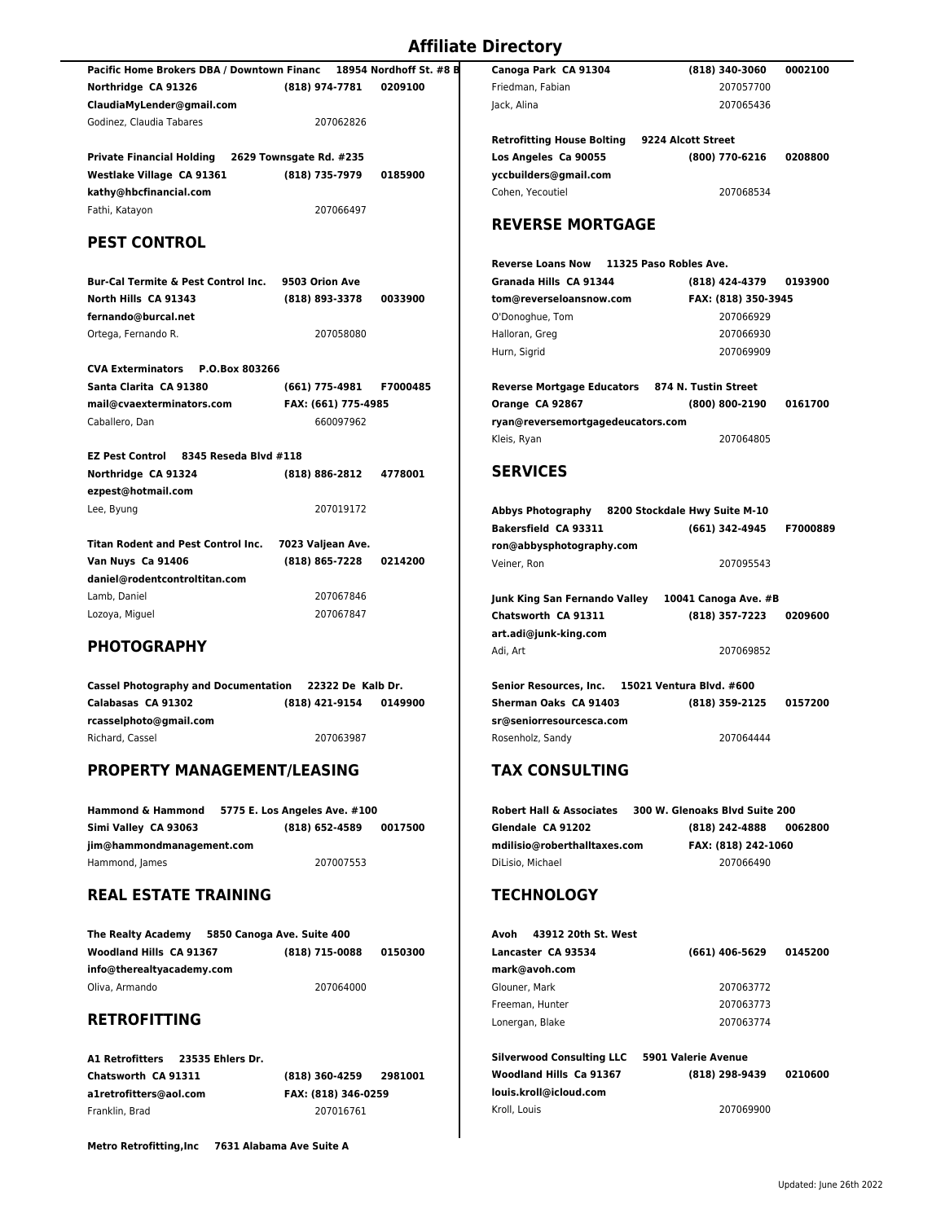# Affiliate Directory

**Pacific Home Brokers DBA / Downtown Financ     18954 Nordhoff St. #8 B**
**Northridge CA 91326     (818) 974-7781     0209100**
**ClaudiaMyLender@gmail.com**
Godinez, Claudia Tabares     207062826

**Private Financial Holding     2629 Townsgate Rd. #235**
**Westlake Village CA 91361     (818) 735-7979     0185900**
**kathy@hbcfinancial.com**
Fathi, Katayon     207066497

## PEST CONTROL

**Bur-Cal Termite & Pest Control Inc.     9503 Orion Ave**
**North Hills CA 91343     (818) 893-3378     0033900**
**fernando@burcal.net**
Ortega, Fernando R.     207058080

**CVA Exterminators     P.O.Box 803266**
**Santa Clarita CA 91380     (661) 775-4981     F7000485**
**mail@cvaexterminators.com     FAX: (661) 775-4985**
Caballero, Dan     660097962

**EZ Pest Control     8345 Reseda Blvd #118**
**Northridge CA 91324     (818) 886-2812     4778001**
**ezpest@hotmail.com**
Lee, Byung     207019172

**Titan Rodent and Pest Control Inc.     7023 Valjean Ave.**
**Van Nuys Ca 91406     (818) 865-7228     0214200**
**daniel@rodentcontroltitan.com**
Lamb, Daniel     207067846
Lozoya, Miguel     207067847

## PHOTOGRAPHY

**Cassel Photography and Documentation     22322 De Kalb Dr.**
**Calabasas CA 91302     (818) 421-9154     0149900**
**rcasselphoto@gmail.com**
Richard, Cassel     207063987

## PROPERTY MANAGEMENT/LEASING

**Hammond & Hammond     5775 E. Los Angeles Ave. #100**
**Simi Valley CA 93063     (818) 652-4589     0017500**
**jim@hammondmanagement.com**
Hammond, James     207007553

## REAL ESTATE TRAINING

**The Realty Academy     5850 Canoga Ave. Suite 400**
**Woodland Hills CA 91367     (818) 715-0088     0150300**
**info@therealtyacademy.com**
Oliva, Armando     207064000

## RETROFITTING

**A1 Retrofitters     23535 Ehlers Dr.**
**Chatsworth CA 91311     (818) 360-4259     2981001**
**a1retrofitters@aol.com     FAX: (818) 346-0259**
Franklin, Brad     207016761

**Metro Retrofitting,Inc     7631 Alabama Ave Suite A**
**Canoga Park CA 91304     (818) 340-3060     0002100**
Friedman, Fabian     207057700
Jack, Alina     207065436

**Retrofitting House Bolting     9224 Alcott Street**
**Los Angeles Ca 90055     (800) 770-6216     0208800**
**yccbuilders@gmail.com**
Cohen, Yecoutiel     207068534

## REVERSE MORTGAGE

**Reverse Loans Now     11325 Paso Robles Ave.**
**Granada Hills CA 91344     (818) 424-4379     0193900**
**tom@reverseloansnow.com     FAX: (818) 350-3945**
O'Donoghue, Tom     207066929
Halloran, Greg     207066930
Hurn, Sigrid     207069909

**Reverse Mortgage Educators     874 N. Tustin Street**
**Orange CA 92867     (800) 800-2190     0161700**
**ryan@reversemortgagedeucators.com**
Kleis, Ryan     207064805

## SERVICES

**Abbys Photography     8200 Stockdale Hwy Suite M-10**
**Bakersfield CA 93311     (661) 342-4945     F7000889**
**ron@abbysphotography.com**
Veiner, Ron     207095543

**Junk King San Fernando Valley     10041 Canoga Ave. #B**
**Chatsworth CA 91311     (818) 357-7223     0209600**
**art.adi@junk-king.com**
Adi, Art     207069852

**Senior Resources, Inc.     15021 Ventura Blvd. #600**
**Sherman Oaks CA 91403     (818) 359-2125     0157200**
**sr@seniorresourcesca.com**
Rosenholz, Sandy     207064444

## TAX CONSULTING

**Robert Hall & Associates     300 W. Glenoaks Blvd Suite 200**
**Glendale CA 91202     (818) 242-4888     0062800**
**mdilisio@roberthalltaxes.com     FAX: (818) 242-1060**
DiLisio, Michael     207066490

## TECHNOLOGY

**Avoh     43912 20th St. West**
**Lancaster CA 93534     (661) 406-5629     0145200**
**mark@avoh.com**
Glouner, Mark     207063772
Freeman, Hunter     207063773
Lonergan, Blake     207063774

**Silverwood Consulting LLC     5901 Valerie Avenue**
**Woodland Hills Ca 91367     (818) 298-9439     0210600**
**louis.kroll@icloud.com**
Kroll, Louis     207069900

Updated: June 26th 2022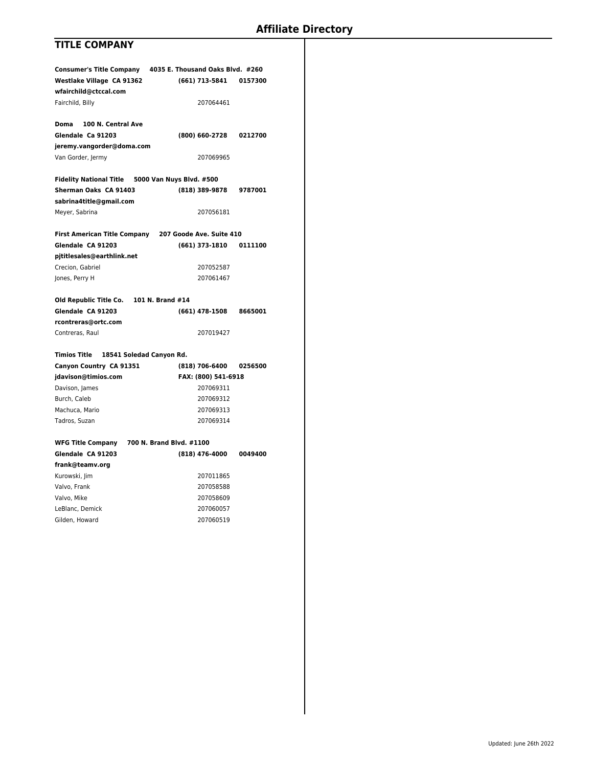# Affiliate Directory

## TITLE COMPANY

**Consumer's Title Company** **4035 E. Thousand Oaks Blvd. #260**
**Westlake Village CA 91362** **(661) 713-5841** **0157300**
**wfairchild@ctccal.com**

| | |
|---|---|
| Fairchild, Billy | 207064461 |

**Doma** **100 N. Central Ave**
**Glendale Ca 91203** **(800) 660-2728** **0212700**
**jeremy.vangorder@doma.com**

| | |
|---|---|
| Van Gorder, Jermy | 207069965 |

**Fidelity National Title** **5000 Van Nuys Blvd. #500**
**Sherman Oaks CA 91403** **(818) 389-9878** **9787001**
**sabrina4title@gmail.com**

| | |
|---|---|
| Meyer, Sabrina | 207056181 |

**First American Title Company** **207 Goode Ave. Suite 410**
**Glendale CA 91203** **(661) 373-1810** **0111100**
**pjtitlesales@earthlink.net**

| | |
|---|---|
| Crecion, Gabriel | 207052587 |
| Jones, Perry H | 207061467 |

**Old Republic Title Co.** **101 N. Brand #14**
**Glendale CA 91203** **(661) 478-1508** **8665001**
**rcontreras@ortc.com**

| | |
|---|---|
| Contreras, Raul | 207019427 |

**Timios Title** **18541 Soledad Canyon Rd.**
**Canyon Country CA 91351** **(818) 706-6400** **0256500**
**jdavison@timios.com** **FAX: (800) 541-6918**

| | |
|---|---|
| Davison, James | 207069311 |
| Burch, Caleb | 207069312 |
| Machuca, Mario | 207069313 |
| Tadros, Suzan | 207069314 |

**WFG Title Company** **700 N. Brand Blvd. #1100**
**Glendale CA 91203** **(818) 476-4000** **0049400**
**frank@teamv.org**

| | |
|---|---|
| Kurowski, Jim | 207011865 |
| Valvo, Frank | 207058588 |
| Valvo, Mike | 207058609 |
| LeBlanc, Demick | 207060057 |
| Gilden, Howard | 207060519 |

Updated: June 26th 2022